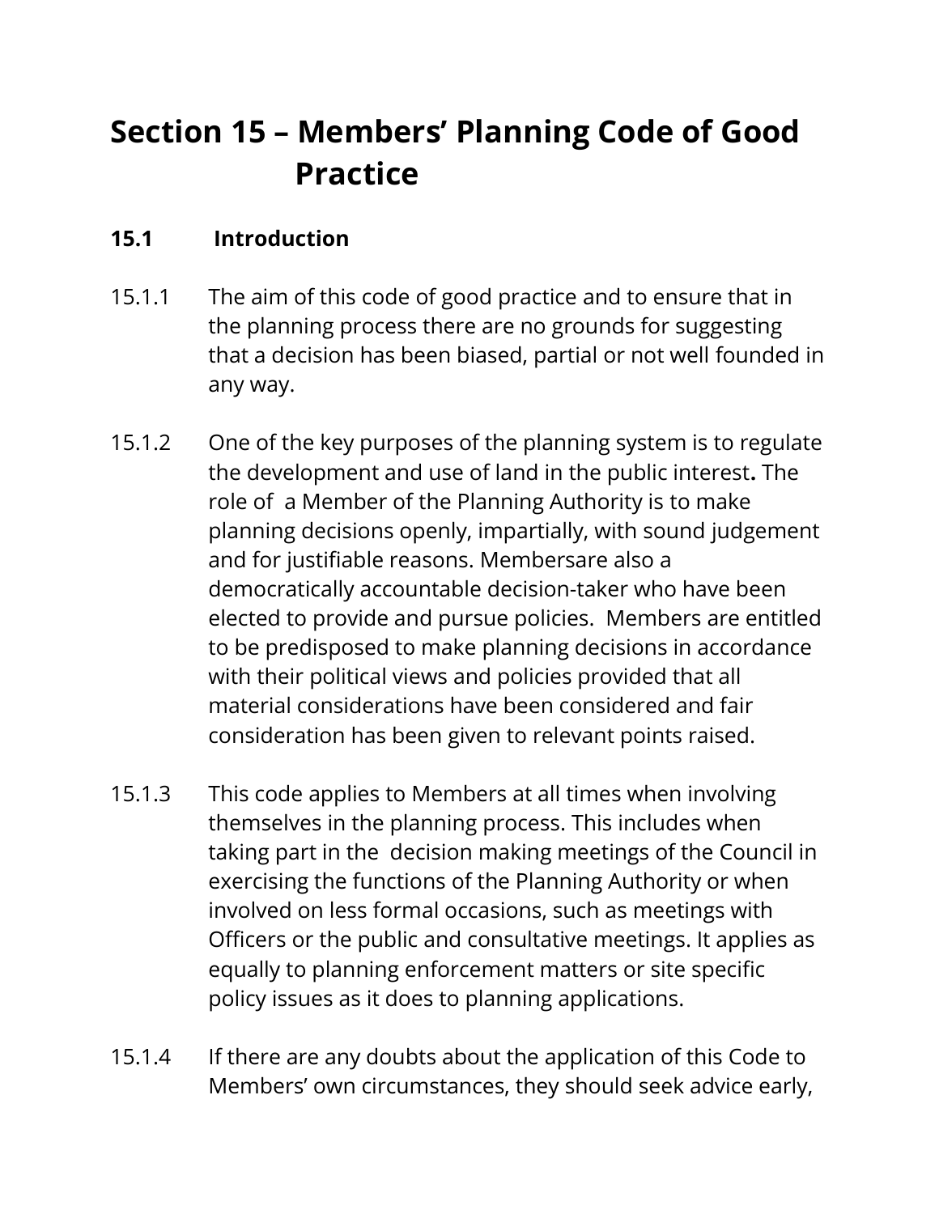# Section 15 – Members' Planning Code of Good Practice

## 15.1 Introduction

15.1.1 The aim of this code of good practice and to ensure that in the planning process there are no grounds for suggesting that a decision has been biased, partial or not well founded in any way.

15.1.2 One of the key purposes of the planning system is to regulate the development and use of land in the public interest**.** The role of a Member of the Planning Authority is to make planning decisions openly, impartially, with sound judgement and for justifiable reasons. Membersare also a democratically accountable decision-taker who have been elected to provide and pursue policies. Members are entitled to be predisposed to make planning decisions in accordance with their political views and policies provided that all material considerations have been considered and fair consideration has been given to relevant points raised.

15.1.3 This code applies to Members at all times when involving themselves in the planning process. This includes when taking part in the decision making meetings of the Council in exercising the functions of the Planning Authority or when involved on less formal occasions, such as meetings with Officers or the public and consultative meetings. It applies as equally to planning enforcement matters or site specific policy issues as it does to planning applications.

15.1.4 If there are any doubts about the application of this Code to Members' own circumstances, they should seek advice early,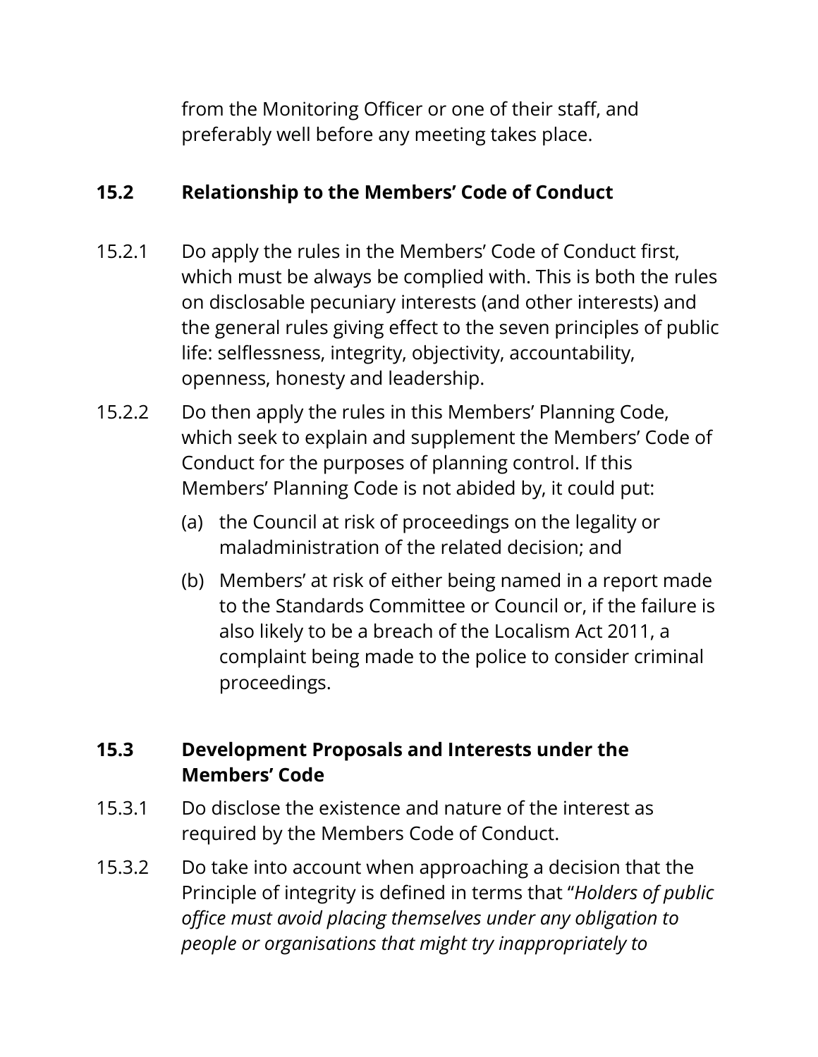from the Monitoring Officer or one of their staff, and preferably well before any meeting takes place.

## 15.2 Relationship to the Members' Code of Conduct

15.2.1 Do apply the rules in the Members' Code of Conduct first, which must be always be complied with. This is both the rules on disclosable pecuniary interests (and other interests) and the general rules giving effect to the seven principles of public life: selflessness, integrity, objectivity, accountability, openness, honesty and leadership.

15.2.2 Do then apply the rules in this Members' Planning Code, which seek to explain and supplement the Members' Code of Conduct for the purposes of planning control. If this Members' Planning Code is not abided by, it could put:

(a) the Council at risk of proceedings on the legality or maladministration of the related decision; and

(b) Members' at risk of either being named in a report made to the Standards Committee or Council or, if the failure is also likely to be a breach of the Localism Act 2011, a complaint being made to the police to consider criminal proceedings.

## 15.3 Development Proposals and Interests under the Members' Code

15.3.1 Do disclose the existence and nature of the interest as required by the Members Code of Conduct.

15.3.2 Do take into account when approaching a decision that the Principle of integrity is defined in terms that "*Holders of public office must avoid placing themselves under any obligation to people or organisations that might try inappropriately to*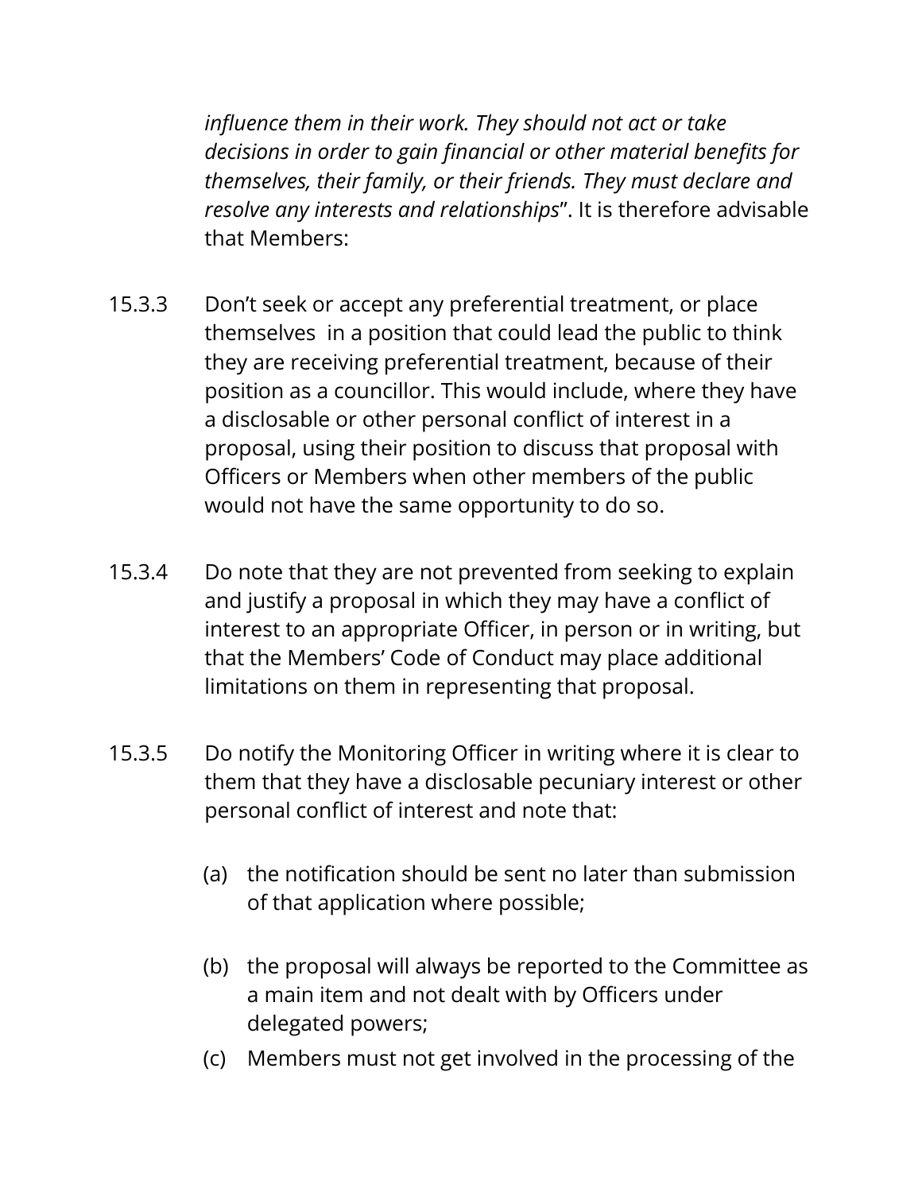*influence them in their work. They should not act or take decisions in order to gain financial or other material benefits for themselves, their family, or their friends. They must declare and resolve any interests and relationships*". It is therefore advisable that Members:

15.3.3 Don't seek or accept any preferential treatment, or place themselves in a position that could lead the public to think they are receiving preferential treatment, because of their position as a councillor. This would include, where they have a disclosable or other personal conflict of interest in a proposal, using their position to discuss that proposal with Officers or Members when other members of the public would not have the same opportunity to do so.

15.3.4 Do note that they are not prevented from seeking to explain and justify a proposal in which they may have a conflict of interest to an appropriate Officer, in person or in writing, but that the Members' Code of Conduct may place additional limitations on them in representing that proposal.

15.3.5 Do notify the Monitoring Officer in writing where it is clear to them that they have a disclosable pecuniary interest or other personal conflict of interest and note that:

(a) the notification should be sent no later than submission of that application where possible;

(b) the proposal will always be reported to the Committee as a main item and not dealt with by Officers under delegated powers;

(c) Members must not get involved in the processing of the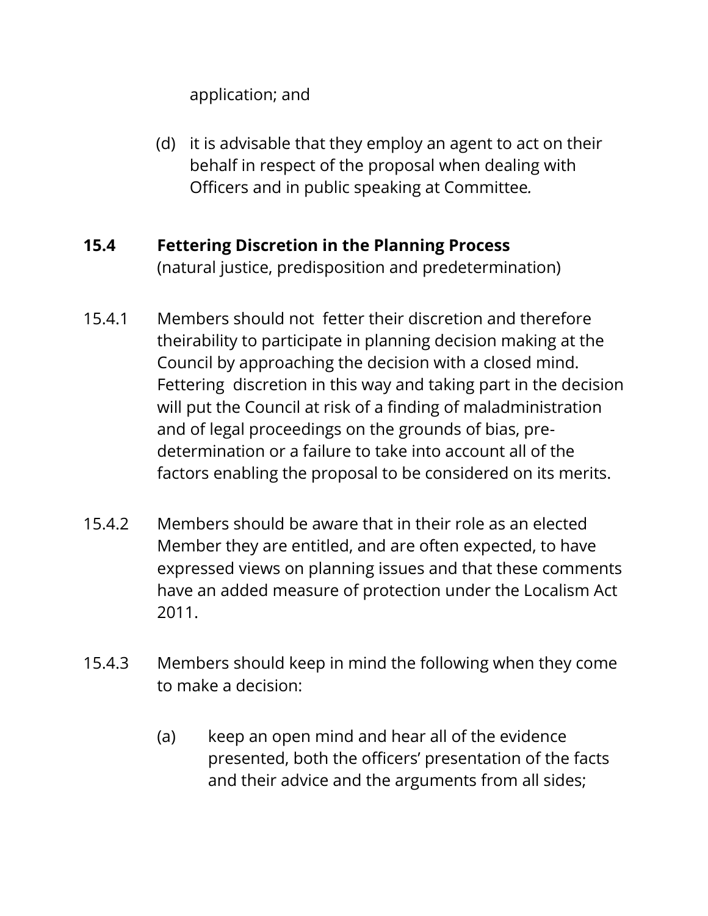application; and

(d) it is advisable that they employ an agent to act on their behalf in respect of the proposal when dealing with Officers and in public speaking at Committee.

**15.4 Fettering Discretion in the Planning Process**
(natural justice, predisposition and predetermination)

15.4.1 Members should not fetter their discretion and therefore theirability to participate in planning decision making at the Council by approaching the decision with a closed mind. Fettering discretion in this way and taking part in the decision will put the Council at risk of a finding of maladministration and of legal proceedings on the grounds of bias, pre-determination or a failure to take into account all of the factors enabling the proposal to be considered on its merits.

15.4.2 Members should be aware that in their role as an elected Member they are entitled, and are often expected, to have expressed views on planning issues and that these comments have an added measure of protection under the Localism Act 2011.

15.4.3 Members should keep in mind the following when they come to make a decision:

(a) keep an open mind and hear all of the evidence presented, both the officers' presentation of the facts and their advice and the arguments from all sides;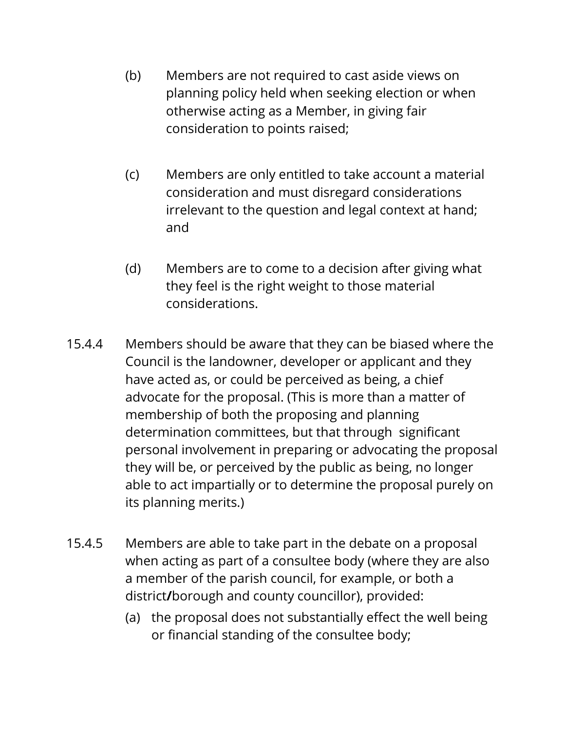(b) Members are not required to cast aside views on planning policy held when seeking election or when otherwise acting as a Member, in giving fair consideration to points raised;

(c) Members are only entitled to take account a material consideration and must disregard considerations irrelevant to the question and legal context at hand; and

(d) Members are to come to a decision after giving what they feel is the right weight to those material considerations.

15.4.4 Members should be aware that they can be biased where the Council is the landowner, developer or applicant and they have acted as, or could be perceived as being, a chief advocate for the proposal. (This is more than a matter of membership of both the proposing and planning determination committees, but that through significant personal involvement in preparing or advocating the proposal they will be, or perceived by the public as being, no longer able to act impartially or to determine the proposal purely on its planning merits.)

15.4.5 Members are able to take part in the debate on a proposal when acting as part of a consultee body (where they are also a member of the parish council, for example, or both a district/borough and county councillor), provided:

(a) the proposal does not substantially effect the well being or financial standing of the consultee body;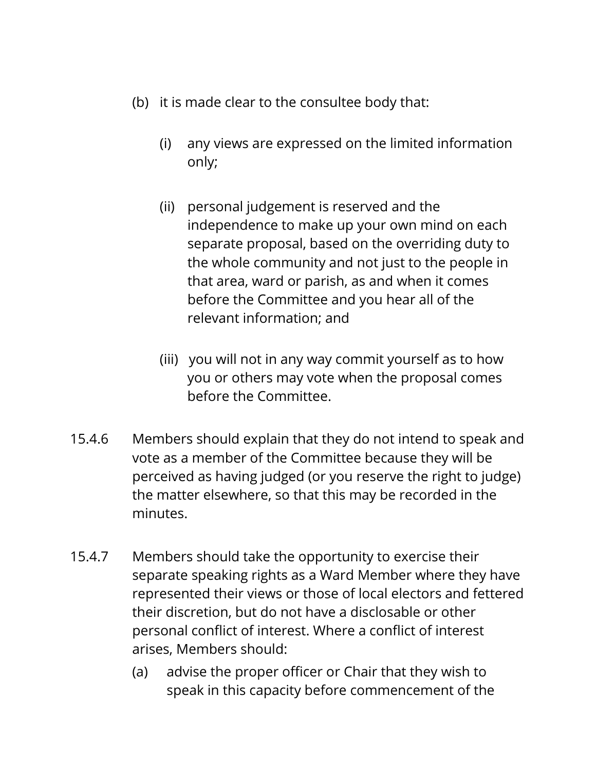(b) it is made clear to the consultee body that:

   (i) any views are expressed on the limited information only;

   (ii) personal judgement is reserved and the independence to make up your own mind on each separate proposal, based on the overriding duty to the whole community and not just to the people in that area, ward or parish, as and when it comes before the Committee and you hear all of the relevant information; and

   (iii) you will not in any way commit yourself as to how you or others may vote when the proposal comes before the Committee.

15.4.6 Members should explain that they do not intend to speak and vote as a member of the Committee because they will be perceived as having judged (or you reserve the right to judge) the matter elsewhere, so that this may be recorded in the minutes.

15.4.7 Members should take the opportunity to exercise their separate speaking rights as a Ward Member where they have represented their views or those of local electors and fettered their discretion, but do not have a disclosable or other personal conflict of interest. Where a conflict of interest arises, Members should:

(a) advise the proper officer or Chair that they wish to speak in this capacity before commencement of the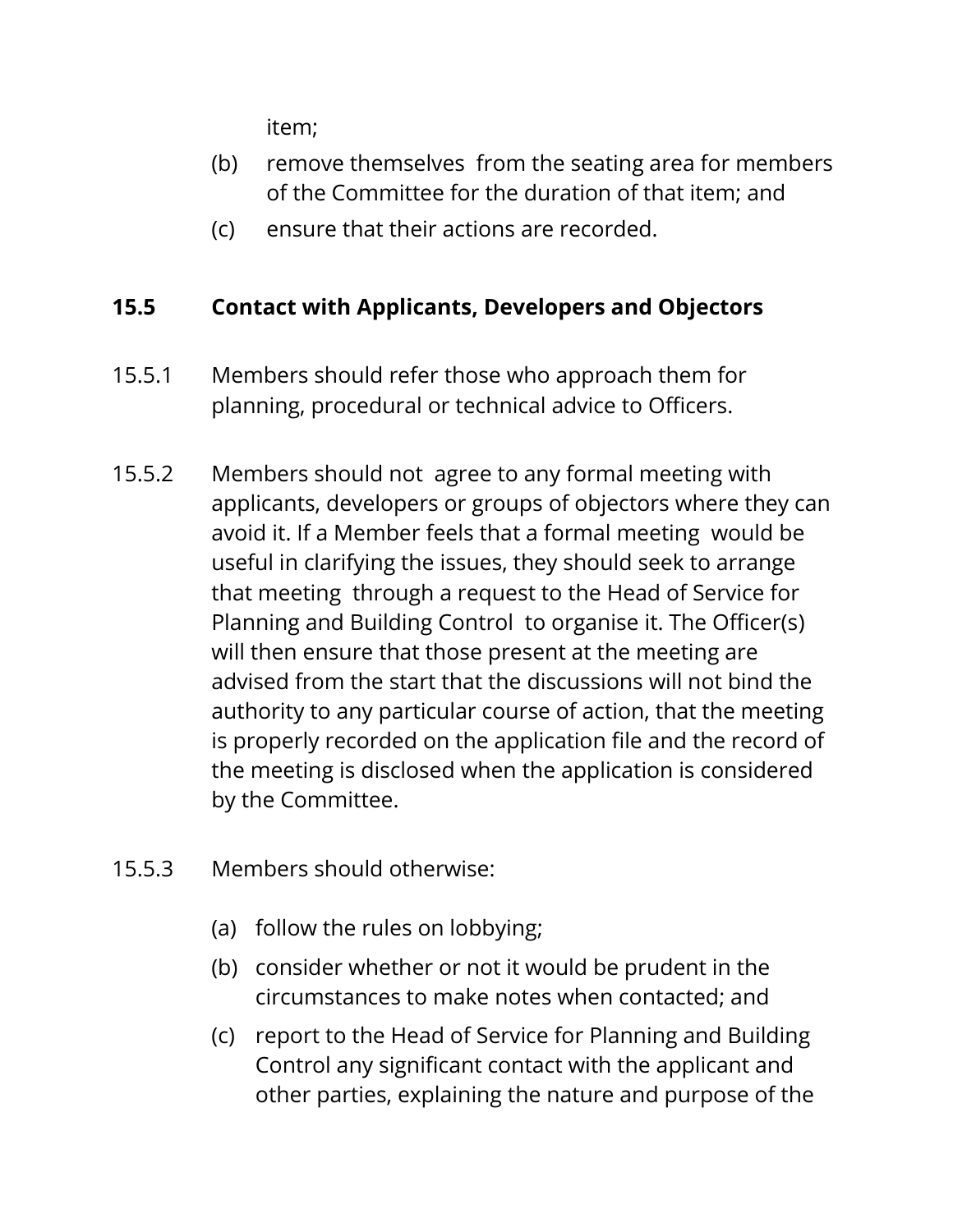item;

(b) remove themselves from the seating area for members of the Committee for the duration of that item; and

(c) ensure that their actions are recorded.

### 15.5 Contact with Applicants, Developers and Objectors

15.5.1 Members should refer those who approach them for planning, procedural or technical advice to Officers.

15.5.2 Members should not agree to any formal meeting with applicants, developers or groups of objectors where they can avoid it. If a Member feels that a formal meeting would be useful in clarifying the issues, they should seek to arrange that meeting through a request to the Head of Service for Planning and Building Control to organise it. The Officer(s) will then ensure that those present at the meeting are advised from the start that the discussions will not bind the authority to any particular course of action, that the meeting is properly recorded on the application file and the record of the meeting is disclosed when the application is considered by the Committee.

15.5.3 Members should otherwise:

(a) follow the rules on lobbying;

(b) consider whether or not it would be prudent in the circumstances to make notes when contacted; and

(c) report to the Head of Service for Planning and Building Control any significant contact with the applicant and other parties, explaining the nature and purpose of the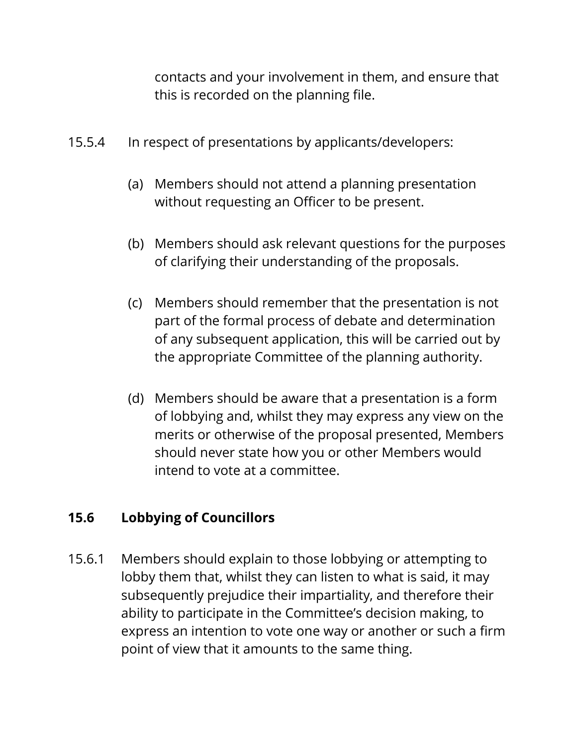contacts and your involvement in them, and ensure that this is recorded on the planning file.

15.5.4 In respect of presentations by applicants/developers:

(a) Members should not attend a planning presentation without requesting an Officer to be present.

(b) Members should ask relevant questions for the purposes of clarifying their understanding of the proposals.

(c) Members should remember that the presentation is not part of the formal process of debate and determination of any subsequent application, this will be carried out by the appropriate Committee of the planning authority.

(d) Members should be aware that a presentation is a form of lobbying and, whilst they may express any view on the merits or otherwise of the proposal presented, Members should never state how you or other Members would intend to vote at a committee.

## 15.6 Lobbying of Councillors

15.6.1 Members should explain to those lobbying or attempting to lobby them that, whilst they can listen to what is said, it may subsequently prejudice their impartiality, and therefore their ability to participate in the Committee's decision making, to express an intention to vote one way or another or such a firm point of view that it amounts to the same thing.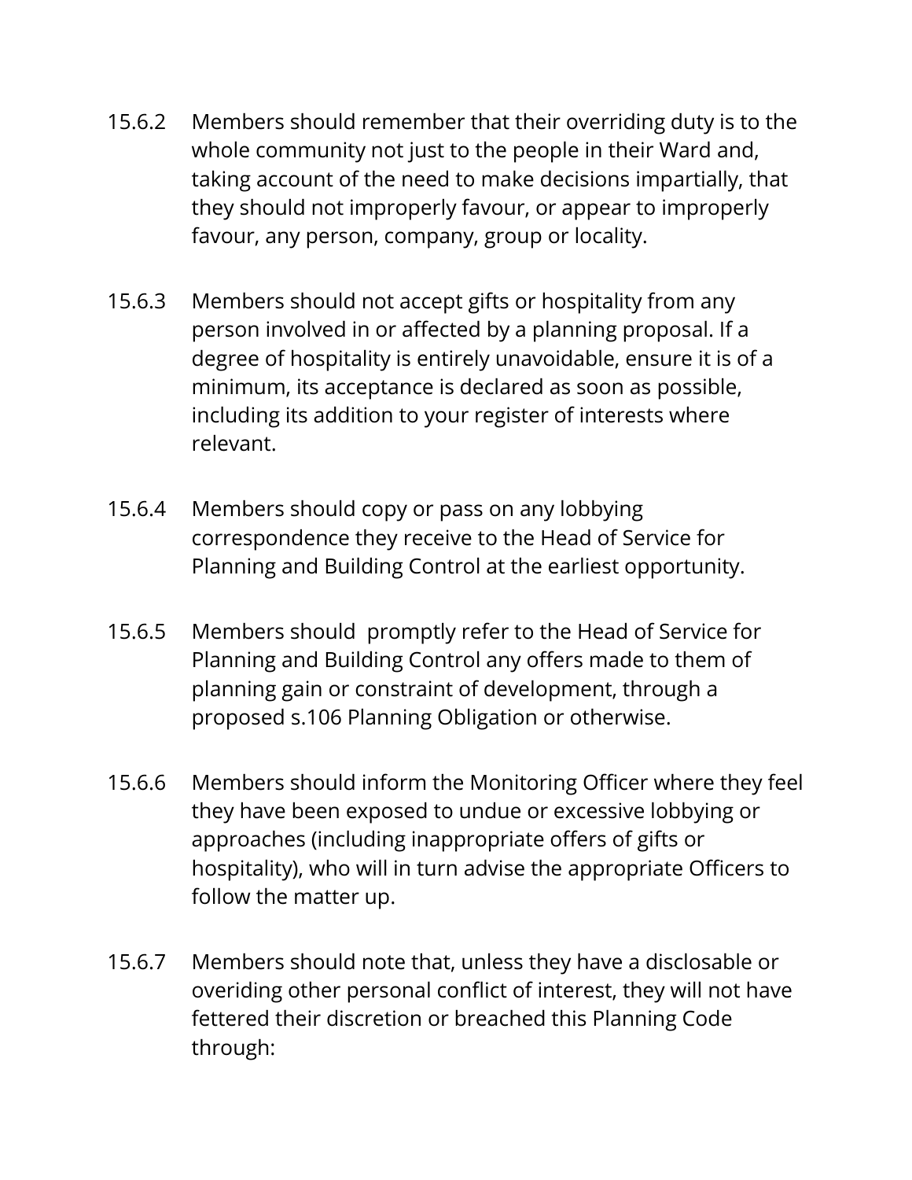15.6.2 Members should remember that their overriding duty is to the whole community not just to the people in their Ward and, taking account of the need to make decisions impartially, that they should not improperly favour, or appear to improperly favour, any person, company, group or locality.

15.6.3 Members should not accept gifts or hospitality from any person involved in or affected by a planning proposal. If a degree of hospitality is entirely unavoidable, ensure it is of a minimum, its acceptance is declared as soon as possible, including its addition to your register of interests where relevant.

15.6.4 Members should copy or pass on any lobbying correspondence they receive to the Head of Service for Planning and Building Control at the earliest opportunity.

15.6.5 Members should  promptly refer to the Head of Service for Planning and Building Control any offers made to them of planning gain or constraint of development, through a proposed s.106 Planning Obligation or otherwise.

15.6.6 Members should inform the Monitoring Officer where they feel they have been exposed to undue or excessive lobbying or approaches (including inappropriate offers of gifts or hospitality), who will in turn advise the appropriate Officers to follow the matter up.

15.6.7 Members should note that, unless they have a disclosable or overiding other personal conflict of interest, they will not have fettered their discretion or breached this Planning Code through: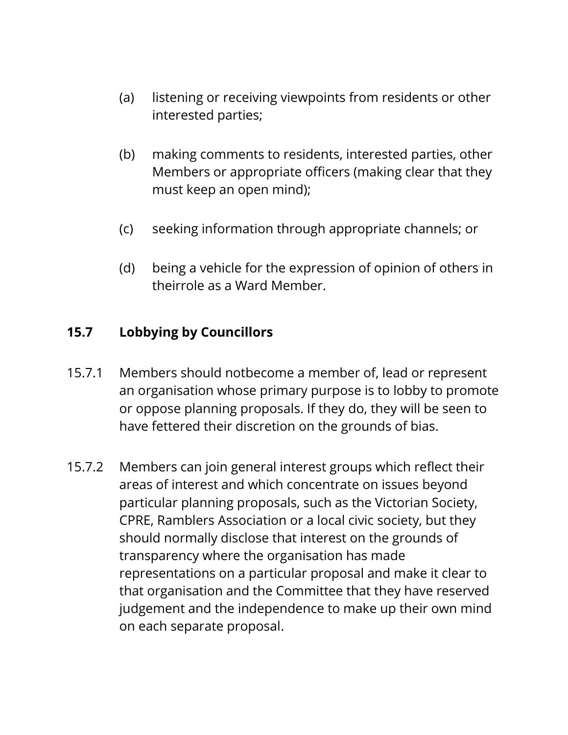(a) listening or receiving viewpoints from residents or other interested parties;

(b) making comments to residents, interested parties, other Members or appropriate officers (making clear that they must keep an open mind);

(c) seeking information through appropriate channels; or

(d) being a vehicle for the expression of opinion of others in theirrole as a Ward Member.

## 15.7 Lobbying by Councillors

15.7.1 Members should notbecome a member of, lead or represent an organisation whose primary purpose is to lobby to promote or oppose planning proposals. If they do, they will be seen to have fettered their discretion on the grounds of bias.

15.7.2 Members can join general interest groups which reflect their areas of interest and which concentrate on issues beyond particular planning proposals, such as the Victorian Society, CPRE, Ramblers Association or a local civic society, but they should normally disclose that interest on the grounds of transparency where the organisation has made representations on a particular proposal and make it clear to that organisation and the Committee that they have reserved judgement and the independence to make up their own mind on each separate proposal.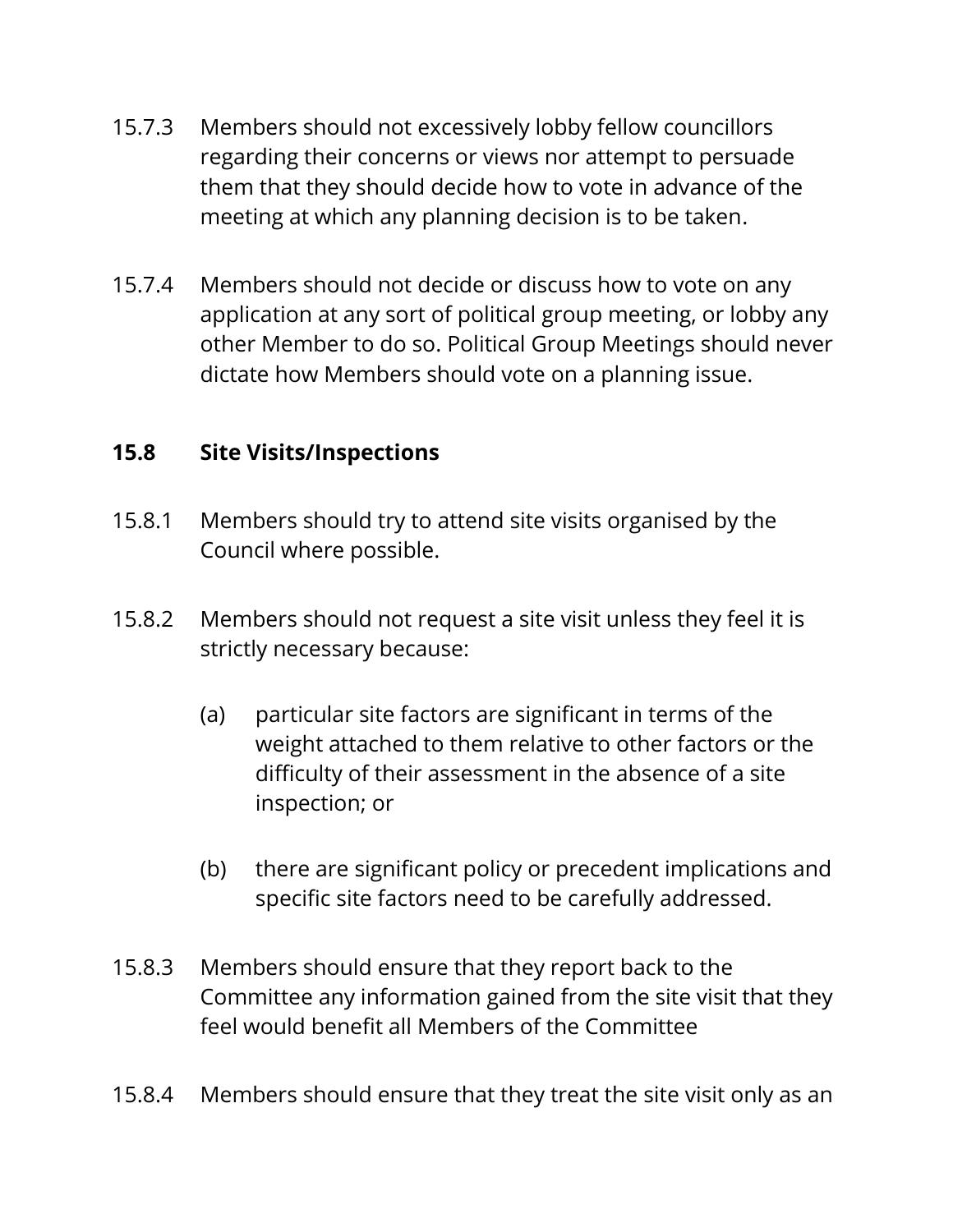15.7.3 Members should not excessively lobby fellow councillors regarding their concerns or views nor attempt to persuade them that they should decide how to vote in advance of the meeting at which any planning decision is to be taken.

15.7.4 Members should not decide or discuss how to vote on any application at any sort of political group meeting, or lobby any other Member to do so. Political Group Meetings should never dictate how Members should vote on a planning issue.

### 15.8 Site Visits/Inspections

15.8.1 Members should try to attend site visits organised by the Council where possible.

15.8.2 Members should not request a site visit unless they feel it is strictly necessary because:

(a) particular site factors are significant in terms of the weight attached to them relative to other factors or the difficulty of their assessment in the absence of a site inspection; or

(b) there are significant policy or precedent implications and specific site factors need to be carefully addressed.

15.8.3 Members should ensure that they report back to the Committee any information gained from the site visit that they feel would benefit all Members of the Committee

15.8.4 Members should ensure that they treat the site visit only as an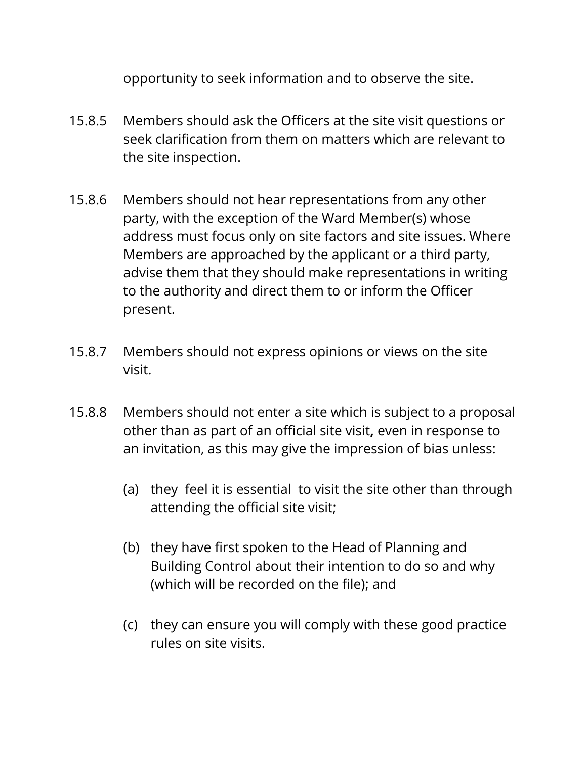opportunity to seek information and to observe the site.

15.8.5 Members should ask the Officers at the site visit questions or seek clarification from them on matters which are relevant to the site inspection.

15.8.6 Members should not hear representations from any other party, with the exception of the Ward Member(s) whose address must focus only on site factors and site issues. Where Members are approached by the applicant or a third party, advise them that they should make representations in writing to the authority and direct them to or inform the Officer present.

15.8.7 Members should not express opinions or views on the site visit.

15.8.8 Members should not enter a site which is subject to a proposal other than as part of an official site visit**,** even in response to an invitation, as this may give the impression of bias unless:

(a) they feel it is essential to visit the site other than through attending the official site visit;

(b) they have first spoken to the Head of Planning and Building Control about their intention to do so and why (which will be recorded on the file); and

(c) they can ensure you will comply with these good practice rules on site visits.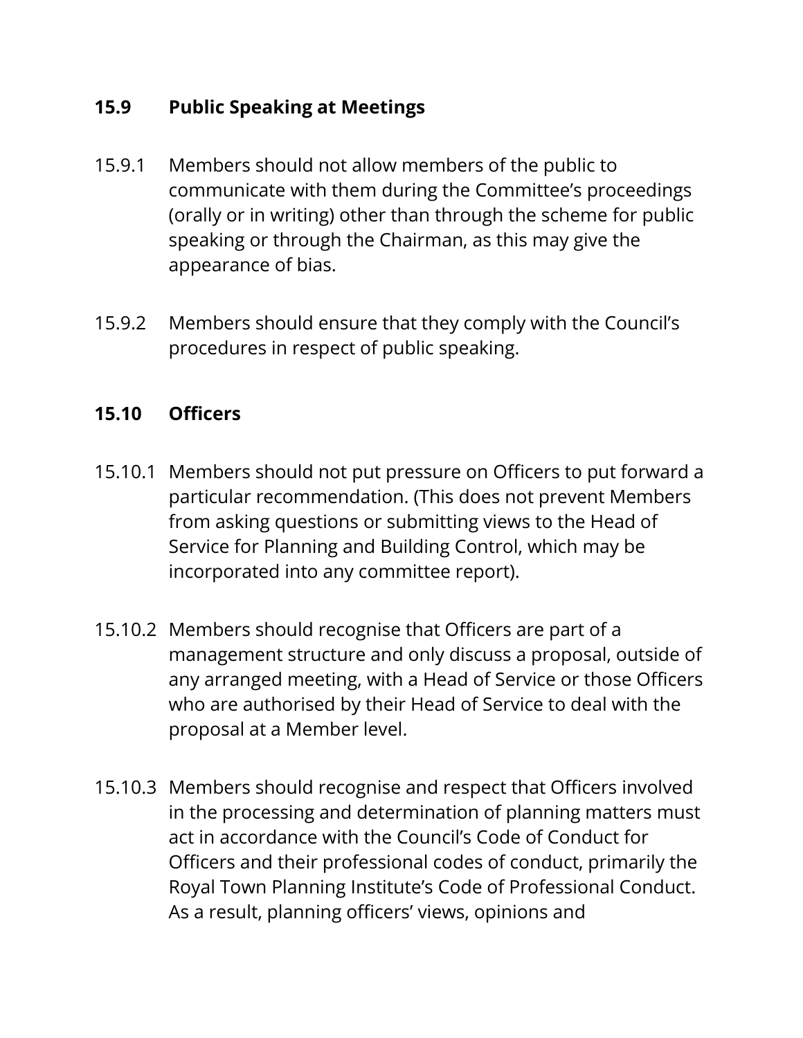### 15.9 Public Speaking at Meetings

15.9.1 Members should not allow members of the public to communicate with them during the Committee's proceedings (orally or in writing) other than through the scheme for public speaking or through the Chairman, as this may give the appearance of bias.

15.9.2 Members should ensure that they comply with the Council's procedures in respect of public speaking.

### 15.10 Officers

15.10.1 Members should not put pressure on Officers to put forward a particular recommendation. (This does not prevent Members from asking questions or submitting views to the Head of Service for Planning and Building Control, which may be incorporated into any committee report).

15.10.2 Members should recognise that Officers are part of a management structure and only discuss a proposal, outside of any arranged meeting, with a Head of Service or those Officers who are authorised by their Head of Service to deal with the proposal at a Member level.

15.10.3 Members should recognise and respect that Officers involved in the processing and determination of planning matters must act in accordance with the Council's Code of Conduct for Officers and their professional codes of conduct, primarily the Royal Town Planning Institute's Code of Professional Conduct. As a result, planning officers' views, opinions and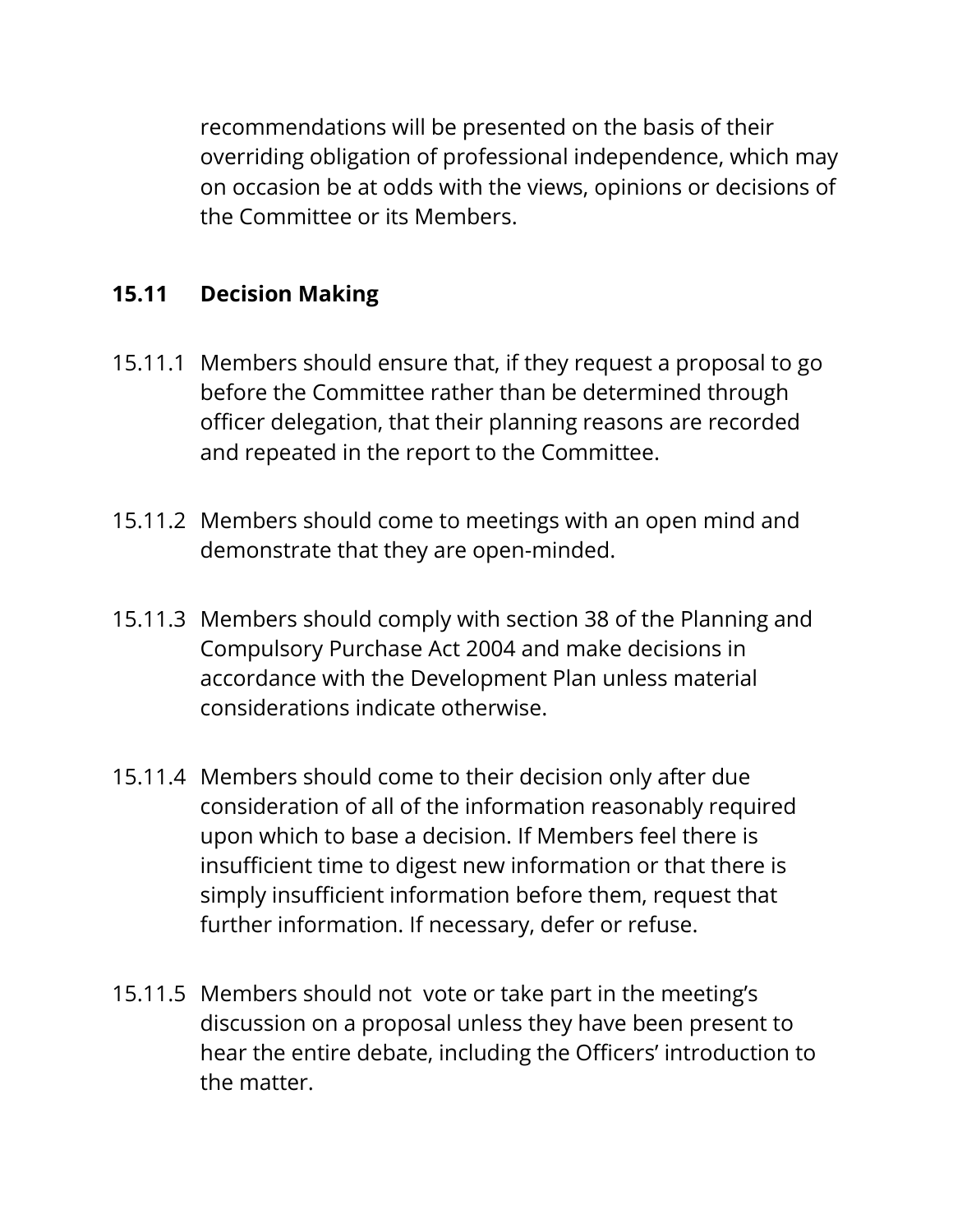recommendations will be presented on the basis of their overriding obligation of professional independence, which may on occasion be at odds with the views, opinions or decisions of the Committee or its Members.

## 15.11 Decision Making

15.11.1 Members should ensure that, if they request a proposal to go before the Committee rather than be determined through officer delegation, that their planning reasons are recorded and repeated in the report to the Committee.

15.11.2 Members should come to meetings with an open mind and demonstrate that they are open-minded.

15.11.3 Members should comply with section 38 of the Planning and Compulsory Purchase Act 2004 and make decisions in accordance with the Development Plan unless material considerations indicate otherwise.

15.11.4 Members should come to their decision only after due consideration of all of the information reasonably required upon which to base a decision. If Members feel there is insufficient time to digest new information or that there is simply insufficient information before them, request that further information. If necessary, defer or refuse.

15.11.5 Members should not vote or take part in the meeting's discussion on a proposal unless they have been present to hear the entire debate, including the Officers' introduction to the matter.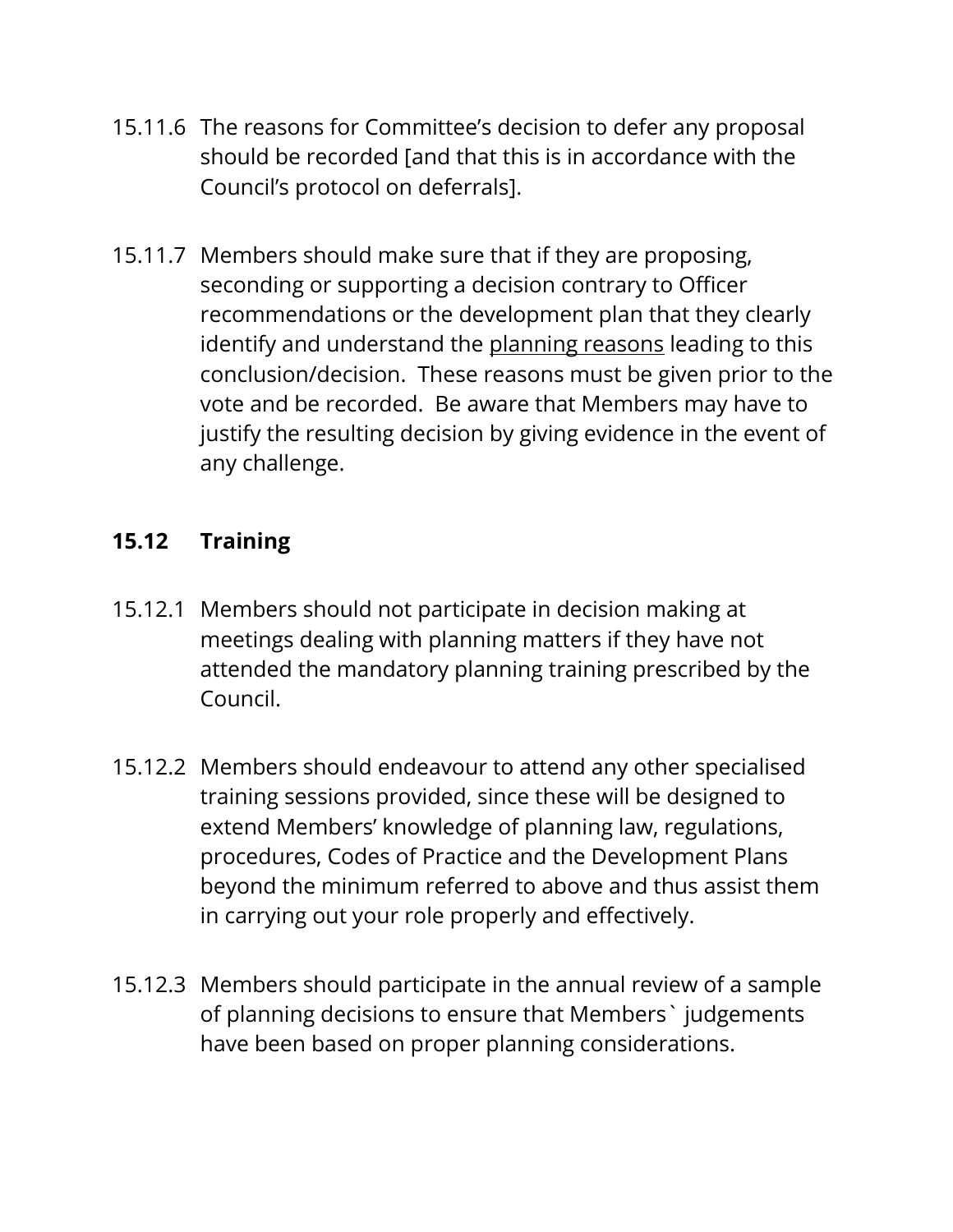15.11.6 The reasons for Committee's decision to defer any proposal should be recorded [and that this is in accordance with the Council's protocol on deferrals].

15.11.7 Members should make sure that if they are proposing, seconding or supporting a decision contrary to Officer recommendations or the development plan that they clearly identify and understand the <u>planning reasons</u> leading to this conclusion/decision. These reasons must be given prior to the vote and be recorded. Be aware that Members may have to justify the resulting decision by giving evidence in the event of any challenge.

## 15.12 Training

15.12.1 Members should not participate in decision making at meetings dealing with planning matters if they have not attended the mandatory planning training prescribed by the Council.

15.12.2 Members should endeavour to attend any other specialised training sessions provided, since these will be designed to extend Members' knowledge of planning law, regulations, procedures, Codes of Practice and the Development Plans beyond the minimum referred to above and thus assist them in carrying out your role properly and effectively.

15.12.3 Members should participate in the annual review of a sample of planning decisions to ensure that Members` judgements have been based on proper planning considerations.